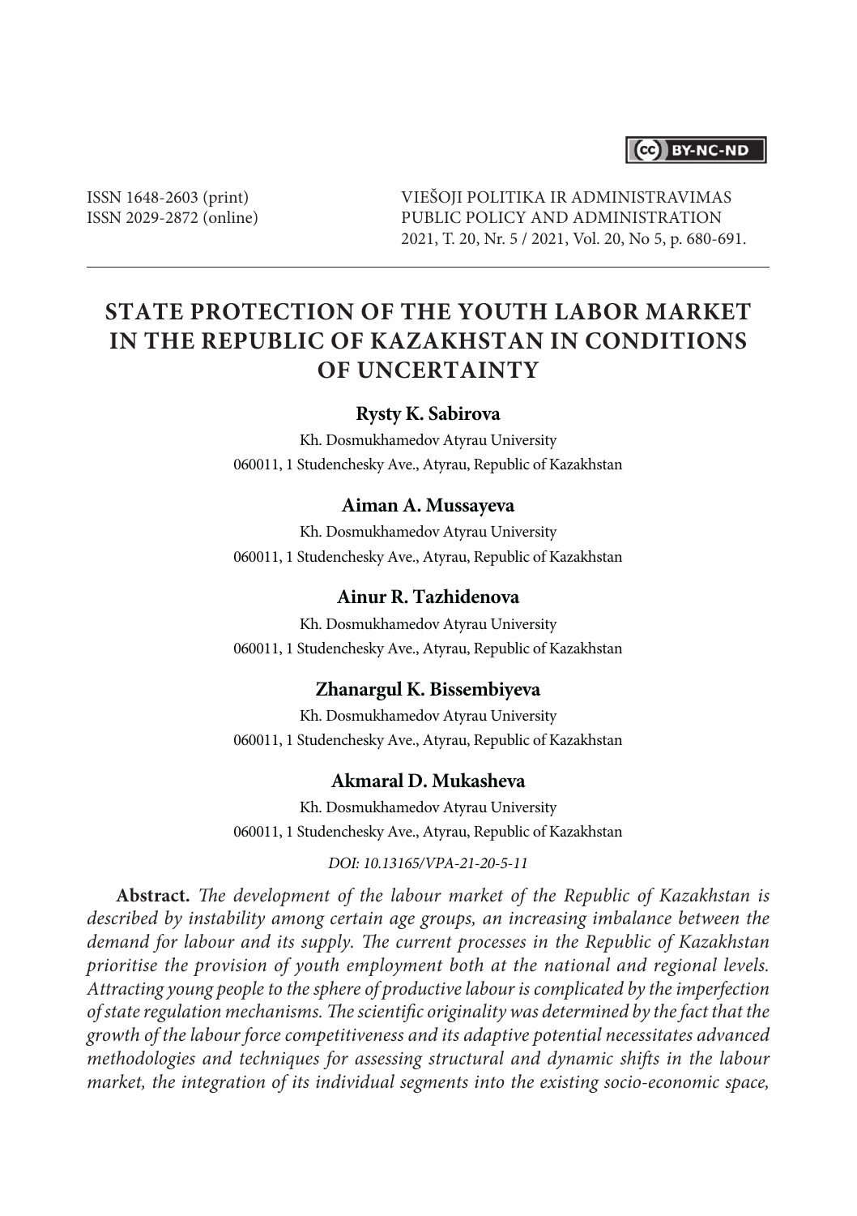ISSN 1648-2603 (print)
ISSN 2029-2872 (online)

VIEŠOJI POLITIKA IR ADMINISTRAVIMAS
PUBLIC POLICY AND ADMINISTRATION
2021, T. 20, Nr. 5 / 2021, Vol. 20, No 5, p. 680-691.

# STATE PROTECTION OF THE YOUTH LABOR MARKET IN THE REPUBLIC OF KAZAKHSTAN IN CONDITIONS OF UNCERTAINTY

**Rysty K. Sabirova**

Kh. Dosmukhamedov Atyrau University
060011, 1 Studenchesky Ave., Atyrau, Republic of Kazakhstan

**Aiman A. Mussayeva**

Kh. Dosmukhamedov Atyrau University
060011, 1 Studenchesky Ave., Atyrau, Republic of Kazakhstan

**Ainur R. Tazhidenova**

Kh. Dosmukhamedov Atyrau University
060011, 1 Studenchesky Ave., Atyrau, Republic of Kazakhstan

**Zhanargul K. Bissembiyeva**

Kh. Dosmukhamedov Atyrau University
060011, 1 Studenchesky Ave., Atyrau, Republic of Kazakhstan

**Akmaral D. Mukasheva**

Kh. Dosmukhamedov Atyrau University
060011, 1 Studenchesky Ave., Atyrau, Republic of Kazakhstan

*DOI: 10.13165/VPA-21-20-5-11*

**Abstract.** *The development of the labour market of the Republic of Kazakhstan is described by instability among certain age groups, an increasing imbalance between the demand for labour and its supply. The current processes in the Republic of Kazakhstan prioritise the provision of youth employment both at the national and regional levels. Attracting young people to the sphere of productive labour is complicated by the imperfection of state regulation mechanisms. The scientific originality was determined by the fact that the growth of the labour force competitiveness and its adaptive potential necessitates advanced methodologies and techniques for assessing structural and dynamic shifts in the labour market, the integration of its individual segments into the existing socio-economic space,*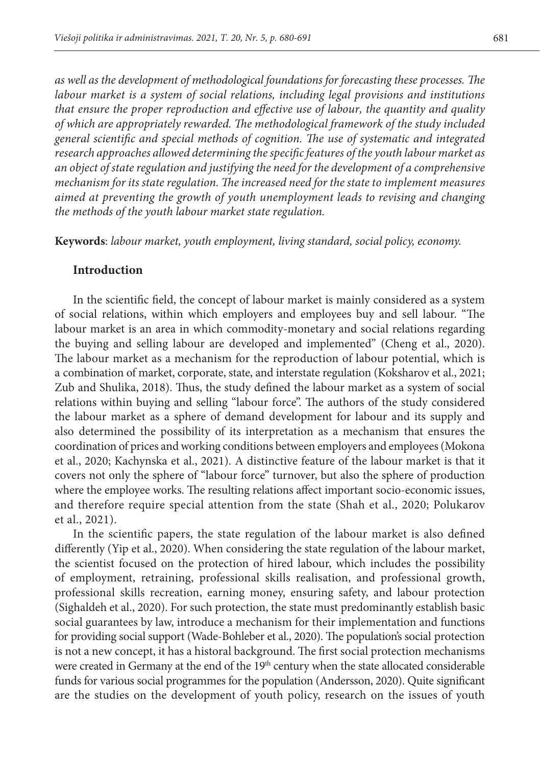*as well as the development of methodological foundations for forecasting these processes. The labour market is a system of social relations, including legal provisions and institutions that ensure the proper reproduction and effective use of labour, the quantity and quality of which are appropriately rewarded. The methodological framework of the study included general scientific and special methods of cognition. The use of systematic and integrated research approaches allowed determining the specific features of the youth labour market as an object of state regulation and justifying the need for the development of a comprehensive mechanism for its state regulation. The increased need for the state to implement measures aimed at preventing the growth of youth unemployment leads to revising and changing the methods of the youth labour market state regulation.*

**Keywords**: *labour market, youth employment, living standard, social policy, economy.*

## Introduction

In the scientific field, the concept of labour market is mainly considered as a system of social relations, within which employers and employees buy and sell labour. "The labour market is an area in which commodity-monetary and social relations regarding the buying and selling labour are developed and implemented" (Cheng et al., 2020). The labour market as a mechanism for the reproduction of labour potential, which is a combination of market, corporate, state, and interstate regulation (Koksharov et al., 2021; Zub and Shulika, 2018). Thus, the study defined the labour market as a system of social relations within buying and selling "labour force". The authors of the study considered the labour market as a sphere of demand development for labour and its supply and also determined the possibility of its interpretation as a mechanism that ensures the coordination of prices and working conditions between employers and employees (Mokona et al., 2020; Kachynska et al., 2021). A distinctive feature of the labour market is that it covers not only the sphere of "labour force" turnover, but also the sphere of production where the employee works. The resulting relations affect important socio-economic issues, and therefore require special attention from the state (Shah et al., 2020; Polukarov et al., 2021).

In the scientific papers, the state regulation of the labour market is also defined differently (Yip et al., 2020). When considering the state regulation of the labour market, the scientist focused on the protection of hired labour, which includes the possibility of employment, retraining, professional skills realisation, and professional growth, professional skills recreation, earning money, ensuring safety, and labour protection (Sighaldeh et al., 2020). For such protection, the state must predominantly establish basic social guarantees by law, introduce a mechanism for their implementation and functions for providing social support (Wade-Bohleber et al., 2020). The population's social protection is not a new concept, it has a historal background. The first social protection mechanisms were created in Germany at the end of the 19th century when the state allocated considerable funds for various social programmes for the population (Andersson, 2020). Quite significant are the studies on the development of youth policy, research on the issues of youth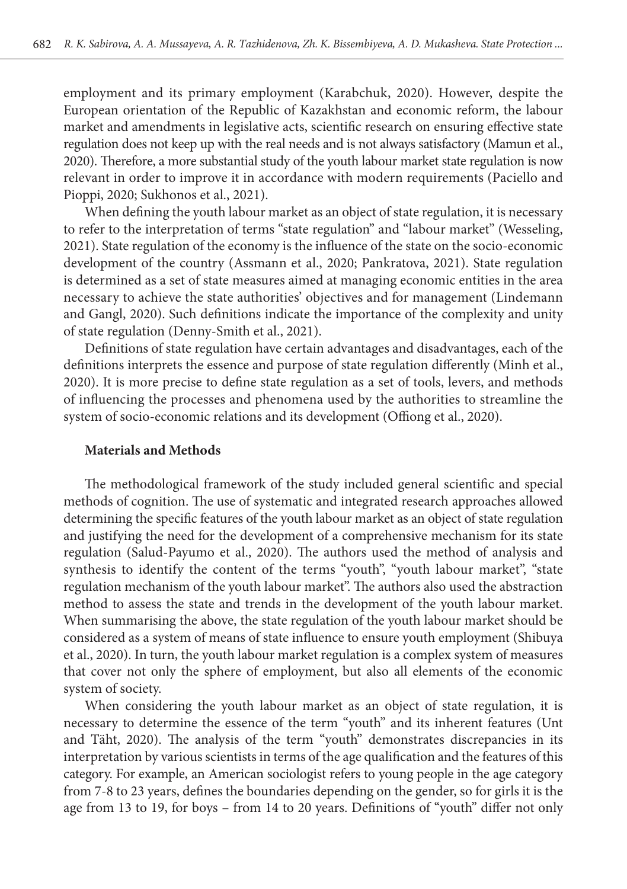employment and its primary employment (Karabchuk, 2020). However, despite the European orientation of the Republic of Kazakhstan and economic reform, the labour market and amendments in legislative acts, scientific research on ensuring effective state regulation does not keep up with the real needs and is not always satisfactory (Mamun et al., 2020). Therefore, a more substantial study of the youth labour market state regulation is now relevant in order to improve it in accordance with modern requirements (Paciello and Pioppi, 2020; Sukhonos et al., 2021).

When defining the youth labour market as an object of state regulation, it is necessary to refer to the interpretation of terms "state regulation" and "labour market" (Wesseling, 2021). State regulation of the economy is the influence of the state on the socio-economic development of the country (Assmann et al., 2020; Pankratova, 2021). State regulation is determined as a set of state measures aimed at managing economic entities in the area necessary to achieve the state authorities' objectives and for management (Lindemann and Gangl, 2020). Such definitions indicate the importance of the complexity and unity of state regulation (Denny-Smith et al., 2021).

Definitions of state regulation have certain advantages and disadvantages, each of the definitions interprets the essence and purpose of state regulation differently (Minh et al., 2020). It is more precise to define state regulation as a set of tools, levers, and methods of influencing the processes and phenomena used by the authorities to streamline the system of socio-economic relations and its development (Offiong et al., 2020).

## Materials and Methods

The methodological framework of the study included general scientific and special methods of cognition. The use of systematic and integrated research approaches allowed determining the specific features of the youth labour market as an object of state regulation and justifying the need for the development of a comprehensive mechanism for its state regulation (Salud-Payumo et al., 2020). The authors used the method of analysis and synthesis to identify the content of the terms "youth", "youth labour market", "state regulation mechanism of the youth labour market". The authors also used the abstraction method to assess the state and trends in the development of the youth labour market. When summarising the above, the state regulation of the youth labour market should be considered as a system of means of state influence to ensure youth employment (Shibuya et al., 2020). In turn, the youth labour market regulation is a complex system of measures that cover not only the sphere of employment, but also all elements of the economic system of society.

When considering the youth labour market as an object of state regulation, it is necessary to determine the essence of the term "youth" and its inherent features (Unt and Täht, 2020). The analysis of the term "youth" demonstrates discrepancies in its interpretation by various scientists in terms of the age qualification and the features of this category. For example, an American sociologist refers to young people in the age category from 7-8 to 23 years, defines the boundaries depending on the gender, so for girls it is the age from 13 to 19, for boys – from 14 to 20 years. Definitions of "youth" differ not only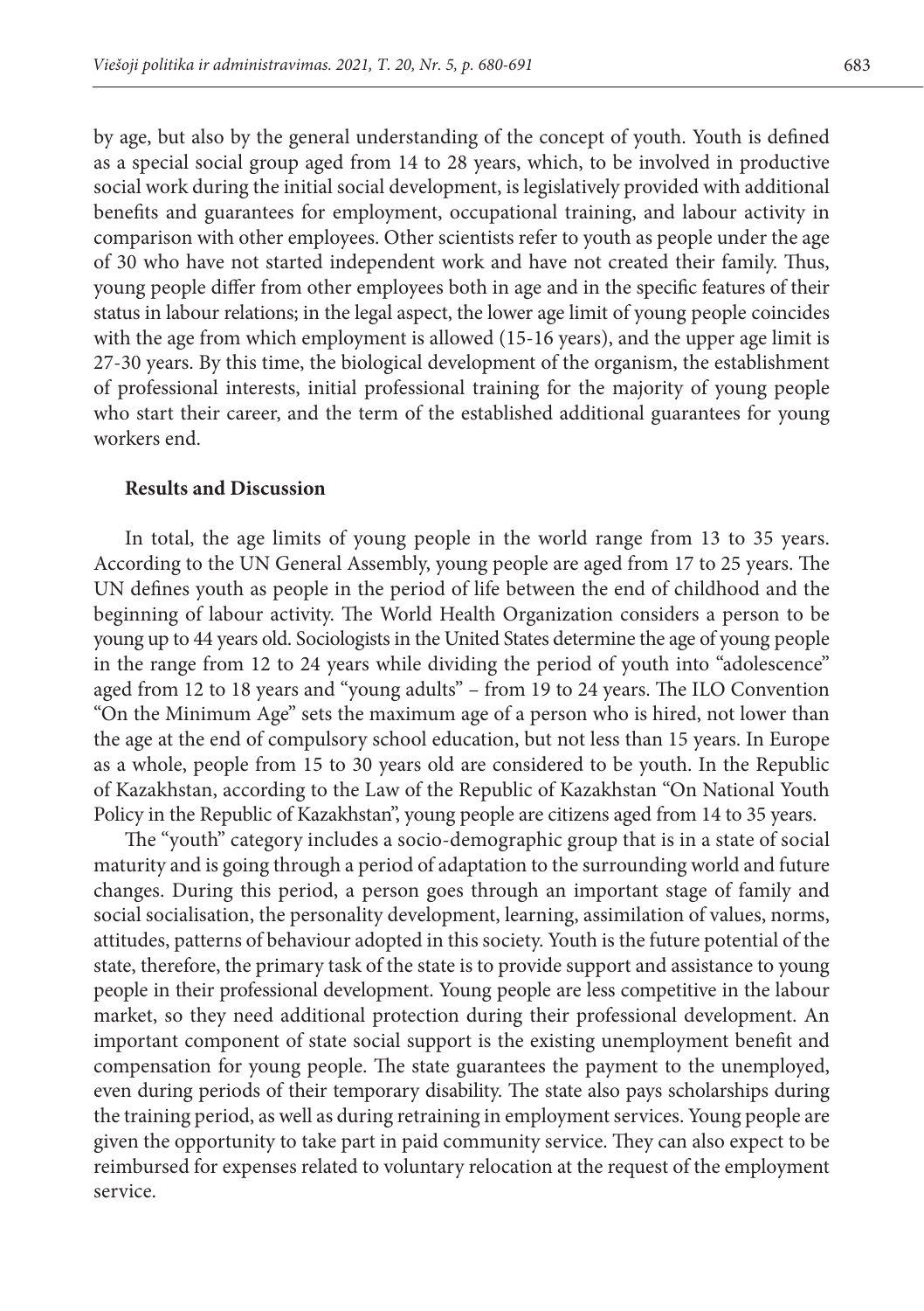by age, but also by the general understanding of the concept of youth. Youth is defined as a special social group aged from 14 to 28 years, which, to be involved in productive social work during the initial social development, is legislatively provided with additional benefits and guarantees for employment, occupational training, and labour activity in comparison with other employees. Other scientists refer to youth as people under the age of 30 who have not started independent work and have not created their family. Thus, young people differ from other employees both in age and in the specific features of their status in labour relations; in the legal aspect, the lower age limit of young people coincides with the age from which employment is allowed (15-16 years), and the upper age limit is 27-30 years. By this time, the biological development of the organism, the establishment of professional interests, initial professional training for the majority of young people who start their career, and the term of the established additional guarantees for young workers end.

## Results and Discussion

In total, the age limits of young people in the world range from 13 to 35 years. According to the UN General Assembly, young people are aged from 17 to 25 years. The UN defines youth as people in the period of life between the end of childhood and the beginning of labour activity. The World Health Organization considers a person to be young up to 44 years old. Sociologists in the United States determine the age of young people in the range from 12 to 24 years while dividing the period of youth into "adolescence" aged from 12 to 18 years and "young adults" – from 19 to 24 years. The ILO Convention "On the Minimum Age" sets the maximum age of a person who is hired, not lower than the age at the end of compulsory school education, but not less than 15 years. In Europe as a whole, people from 15 to 30 years old are considered to be youth. In the Republic of Kazakhstan, according to the Law of the Republic of Kazakhstan "On National Youth Policy in the Republic of Kazakhstan", young people are citizens aged from 14 to 35 years.

The "youth" category includes a socio-demographic group that is in a state of social maturity and is going through a period of adaptation to the surrounding world and future changes. During this period, a person goes through an important stage of family and social socialisation, the personality development, learning, assimilation of values, norms, attitudes, patterns of behaviour adopted in this society. Youth is the future potential of the state, therefore, the primary task of the state is to provide support and assistance to young people in their professional development. Young people are less competitive in the labour market, so they need additional protection during their professional development. An important component of state social support is the existing unemployment benefit and compensation for young people. The state guarantees the payment to the unemployed, even during periods of their temporary disability. The state also pays scholarships during the training period, as well as during retraining in employment services. Young people are given the opportunity to take part in paid community service. They can also expect to be reimbursed for expenses related to voluntary relocation at the request of the employment service.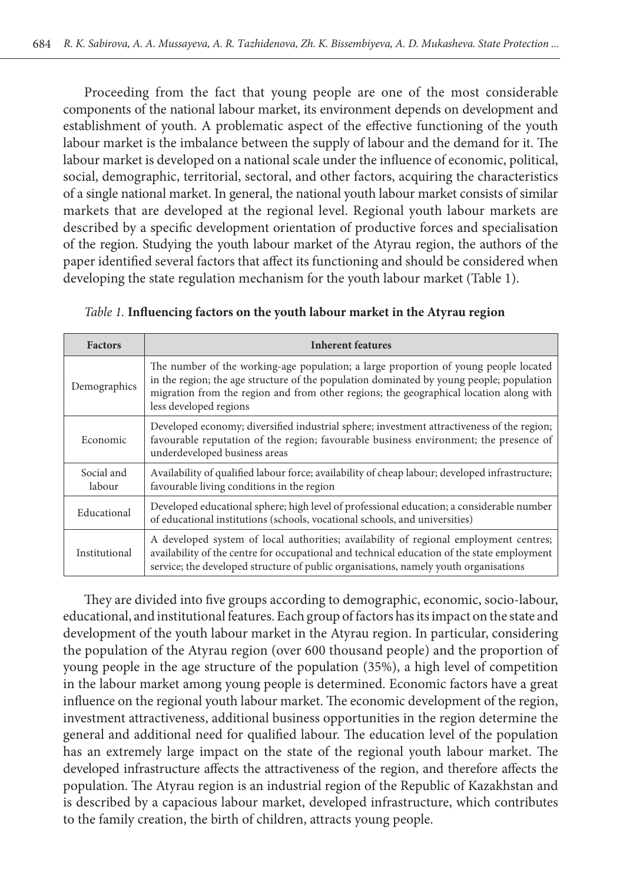Proceeding from the fact that young people are one of the most considerable components of the national labour market, its environment depends on development and establishment of youth. A problematic aspect of the effective functioning of the youth labour market is the imbalance between the supply of labour and the demand for it. The labour market is developed on a national scale under the influence of economic, political, social, demographic, territorial, sectoral, and other factors, acquiring the characteristics of a single national market. In general, the national youth labour market consists of similar markets that are developed at the regional level. Regional youth labour markets are described by a specific development orientation of productive forces and specialisation of the region. Studying the youth labour market of the Atyrau region, the authors of the paper identified several factors that affect its functioning and should be considered when developing the state regulation mechanism for the youth labour market (Table 1).

*Table 1.* **Influencing factors on the youth labour market in the Atyrau region**

| Factors | Inherent features |
|---|---|
| Demographics | The number of the working-age population; a large proportion of young people located in the region; the age structure of the population dominated by young people; population migration from the region and from other regions; the geographical location along with less developed regions |
| Economic | Developed economy; diversified industrial sphere; investment attractiveness of the region; favourable reputation of the region; favourable business environment; the presence of underdeveloped business areas |
| Social and labour | Availability of qualified labour force; availability of cheap labour; developed infrastructure; favourable living conditions in the region |
| Educational | Developed educational sphere; high level of professional education; a considerable number of educational institutions (schools, vocational schools, and universities) |
| Institutional | A developed system of local authorities; availability of regional employment centres; availability of the centre for occupational and technical education of the state employment service; the developed structure of public organisations, namely youth organisations |

They are divided into five groups according to demographic, economic, socio-labour, educational, and institutional features. Each group of factors has its impact on the state and development of the youth labour market in the Atyrau region. In particular, considering the population of the Atyrau region (over 600 thousand people) and the proportion of young people in the age structure of the population (35%), a high level of competition in the labour market among young people is determined. Economic factors have a great influence on the regional youth labour market. The economic development of the region, investment attractiveness, additional business opportunities in the region determine the general and additional need for qualified labour. The education level of the population has an extremely large impact on the state of the regional youth labour market. The developed infrastructure affects the attractiveness of the region, and therefore affects the population. The Atyrau region is an industrial region of the Republic of Kazakhstan and is described by a capacious labour market, developed infrastructure, which contributes to the family creation, the birth of children, attracts young people.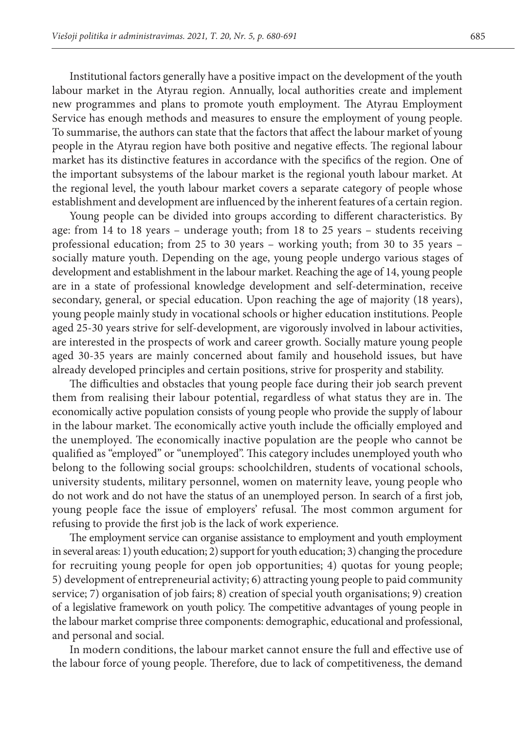Institutional factors generally have a positive impact on the development of the youth labour market in the Atyrau region. Annually, local authorities create and implement new programmes and plans to promote youth employment. The Atyrau Employment Service has enough methods and measures to ensure the employment of young people. To summarise, the authors can state that the factors that affect the labour market of young people in the Atyrau region have both positive and negative effects. The regional labour market has its distinctive features in accordance with the specifics of the region. One of the important subsystems of the labour market is the regional youth labour market. At the regional level, the youth labour market covers a separate category of people whose establishment and development are influenced by the inherent features of a certain region.

Young people can be divided into groups according to different characteristics. By age: from 14 to 18 years – underage youth; from 18 to 25 years – students receiving professional education; from 25 to 30 years – working youth; from 30 to 35 years – socially mature youth. Depending on the age, young people undergo various stages of development and establishment in the labour market. Reaching the age of 14, young people are in a state of professional knowledge development and self-determination, receive secondary, general, or special education. Upon reaching the age of majority (18 years), young people mainly study in vocational schools or higher education institutions. People aged 25-30 years strive for self-development, are vigorously involved in labour activities, are interested in the prospects of work and career growth. Socially mature young people aged 30-35 years are mainly concerned about family and household issues, but have already developed principles and certain positions, strive for prosperity and stability.

The difficulties and obstacles that young people face during their job search prevent them from realising their labour potential, regardless of what status they are in. The economically active population consists of young people who provide the supply of labour in the labour market. The economically active youth include the officially employed and the unemployed. The economically inactive population are the people who cannot be qualified as "employed" or "unemployed". This category includes unemployed youth who belong to the following social groups: schoolchildren, students of vocational schools, university students, military personnel, women on maternity leave, young people who do not work and do not have the status of an unemployed person. In search of a first job, young people face the issue of employers' refusal. The most common argument for refusing to provide the first job is the lack of work experience.

The employment service can organise assistance to employment and youth employment in several areas: 1) youth education; 2) support for youth education; 3) changing the procedure for recruiting young people for open job opportunities; 4) quotas for young people; 5) development of entrepreneurial activity; 6) attracting young people to paid community service; 7) organisation of job fairs; 8) creation of special youth organisations; 9) creation of a legislative framework on youth policy. The competitive advantages of young people in the labour market comprise three components: demographic, educational and professional, and personal and social.

In modern conditions, the labour market cannot ensure the full and effective use of the labour force of young people. Therefore, due to lack of competitiveness, the demand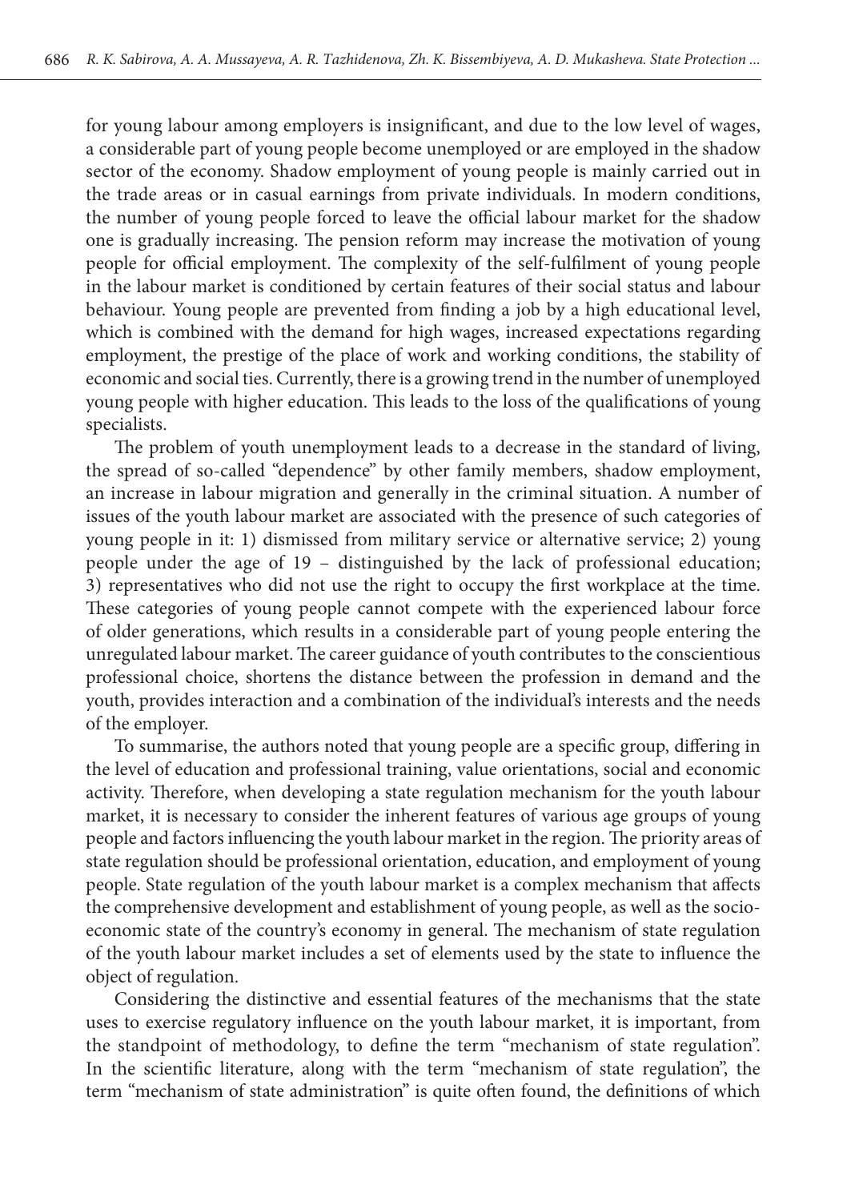for young labour among employers is insignificant, and due to the low level of wages, a considerable part of young people become unemployed or are employed in the shadow sector of the economy. Shadow employment of young people is mainly carried out in the trade areas or in casual earnings from private individuals. In modern conditions, the number of young people forced to leave the official labour market for the shadow one is gradually increasing. The pension reform may increase the motivation of young people for official employment. The complexity of the self-fulfilment of young people in the labour market is conditioned by certain features of their social status and labour behaviour. Young people are prevented from finding a job by a high educational level, which is combined with the demand for high wages, increased expectations regarding employment, the prestige of the place of work and working conditions, the stability of economic and social ties. Currently, there is a growing trend in the number of unemployed young people with higher education. This leads to the loss of the qualifications of young specialists.

The problem of youth unemployment leads to a decrease in the standard of living, the spread of so-called "dependence" by other family members, shadow employment, an increase in labour migration and generally in the criminal situation. A number of issues of the youth labour market are associated with the presence of such categories of young people in it: 1) dismissed from military service or alternative service; 2) young people under the age of 19 – distinguished by the lack of professional education; 3) representatives who did not use the right to occupy the first workplace at the time. These categories of young people cannot compete with the experienced labour force of older generations, which results in a considerable part of young people entering the unregulated labour market. The career guidance of youth contributes to the conscientious professional choice, shortens the distance between the profession in demand and the youth, provides interaction and a combination of the individual's interests and the needs of the employer.

To summarise, the authors noted that young people are a specific group, differing in the level of education and professional training, value orientations, social and economic activity. Therefore, when developing a state regulation mechanism for the youth labour market, it is necessary to consider the inherent features of various age groups of young people and factors influencing the youth labour market in the region. The priority areas of state regulation should be professional orientation, education, and employment of young people. State regulation of the youth labour market is a complex mechanism that affects the comprehensive development and establishment of young people, as well as the socio-economic state of the country's economy in general. The mechanism of state regulation of the youth labour market includes a set of elements used by the state to influence the object of regulation.

Considering the distinctive and essential features of the mechanisms that the state uses to exercise regulatory influence on the youth labour market, it is important, from the standpoint of methodology, to define the term "mechanism of state regulation". In the scientific literature, along with the term "mechanism of state regulation", the term "mechanism of state administration" is quite often found, the definitions of which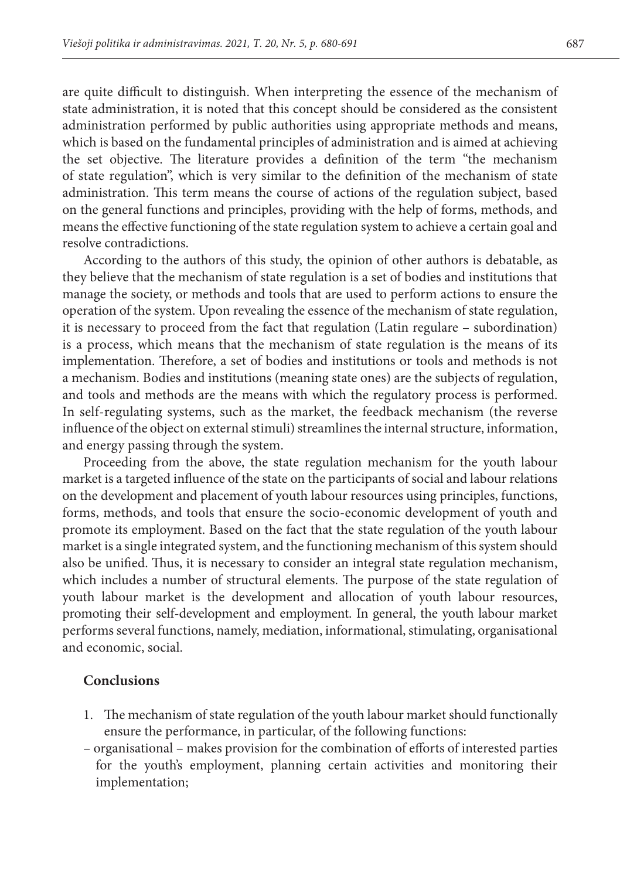are quite difficult to distinguish. When interpreting the essence of the mechanism of state administration, it is noted that this concept should be considered as the consistent administration performed by public authorities using appropriate methods and means, which is based on the fundamental principles of administration and is aimed at achieving the set objective. The literature provides a definition of the term "the mechanism of state regulation", which is very similar to the definition of the mechanism of state administration. This term means the course of actions of the regulation subject, based on the general functions and principles, providing with the help of forms, methods, and means the effective functioning of the state regulation system to achieve a certain goal and resolve contradictions.

According to the authors of this study, the opinion of other authors is debatable, as they believe that the mechanism of state regulation is a set of bodies and institutions that manage the society, or methods and tools that are used to perform actions to ensure the operation of the system. Upon revealing the essence of the mechanism of state regulation, it is necessary to proceed from the fact that regulation (Latin regulare – subordination) is a process, which means that the mechanism of state regulation is the means of its implementation. Therefore, a set of bodies and institutions or tools and methods is not a mechanism. Bodies and institutions (meaning state ones) are the subjects of regulation, and tools and methods are the means with which the regulatory process is performed. In self-regulating systems, such as the market, the feedback mechanism (the reverse influence of the object on external stimuli) streamlines the internal structure, information, and energy passing through the system.

Proceeding from the above, the state regulation mechanism for the youth labour market is a targeted influence of the state on the participants of social and labour relations on the development and placement of youth labour resources using principles, functions, forms, methods, and tools that ensure the socio-economic development of youth and promote its employment. Based on the fact that the state regulation of the youth labour market is a single integrated system, and the functioning mechanism of this system should also be unified. Thus, it is necessary to consider an integral state regulation mechanism, which includes a number of structural elements. The purpose of the state regulation of youth labour market is the development and allocation of youth labour resources, promoting their self-development and employment. In general, the youth labour market performs several functions, namely, mediation, informational, stimulating, organisational and economic, social.

## Conclusions

1. The mechanism of state regulation of the youth labour market should functionally ensure the performance, in particular, of the following functions:

– organisational – makes provision for the combination of efforts of interested parties for the youth's employment, planning certain activities and monitoring their implementation;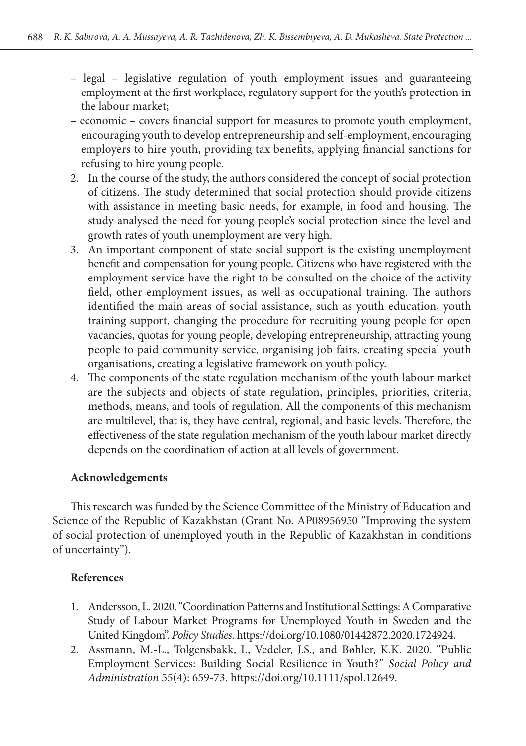- legal – legislative regulation of youth employment issues and guaranteeing employment at the first workplace, regulatory support for the youth's protection in the labour market;
- economic – covers financial support for measures to promote youth employment, encouraging youth to develop entrepreneurship and self-employment, encouraging employers to hire youth, providing tax benefits, applying financial sanctions for refusing to hire young people.

2. In the course of the study, the authors considered the concept of social protection of citizens. The study determined that social protection should provide citizens with assistance in meeting basic needs, for example, in food and housing. The study analysed the need for young people's social protection since the level and growth rates of youth unemployment are very high.
3. An important component of state social support is the existing unemployment benefit and compensation for young people. Citizens who have registered with the employment service have the right to be consulted on the choice of the activity field, other employment issues, as well as occupational training. The authors identified the main areas of social assistance, such as youth education, youth training support, changing the procedure for recruiting young people for open vacancies, quotas for young people, developing entrepreneurship, attracting young people to paid community service, organising job fairs, creating special youth organisations, creating a legislative framework on youth policy.
4. The components of the state regulation mechanism of the youth labour market are the subjects and objects of state regulation, principles, priorities, criteria, methods, means, and tools of regulation. All the components of this mechanism are multilevel, that is, they have central, regional, and basic levels. Therefore, the effectiveness of the state regulation mechanism of the youth labour market directly depends on the coordination of action at all levels of government.

**Acknowledgements**

This research was funded by the Science Committee of the Ministry of Education and Science of the Republic of Kazakhstan (Grant No. AP08956950 "Improving the system of social protection of unemployed youth in the Republic of Kazakhstan in conditions of uncertainty").

**References**

1. Andersson, L. 2020. "Coordination Patterns and Institutional Settings: A Comparative Study of Labour Market Programs for Unemployed Youth in Sweden and the United Kingdom". *Policy Studies*. https://doi.org/10.1080/01442872.2020.1724924.
2. Assmann, M.-L., Tolgensbakk, I., Vedeler, J.S., and Bøhler, K.K. 2020. "Public Employment Services: Building Social Resilience in Youth?" *Social Policy and Administration* 55(4): 659-73. https://doi.org/10.1111/spol.12649.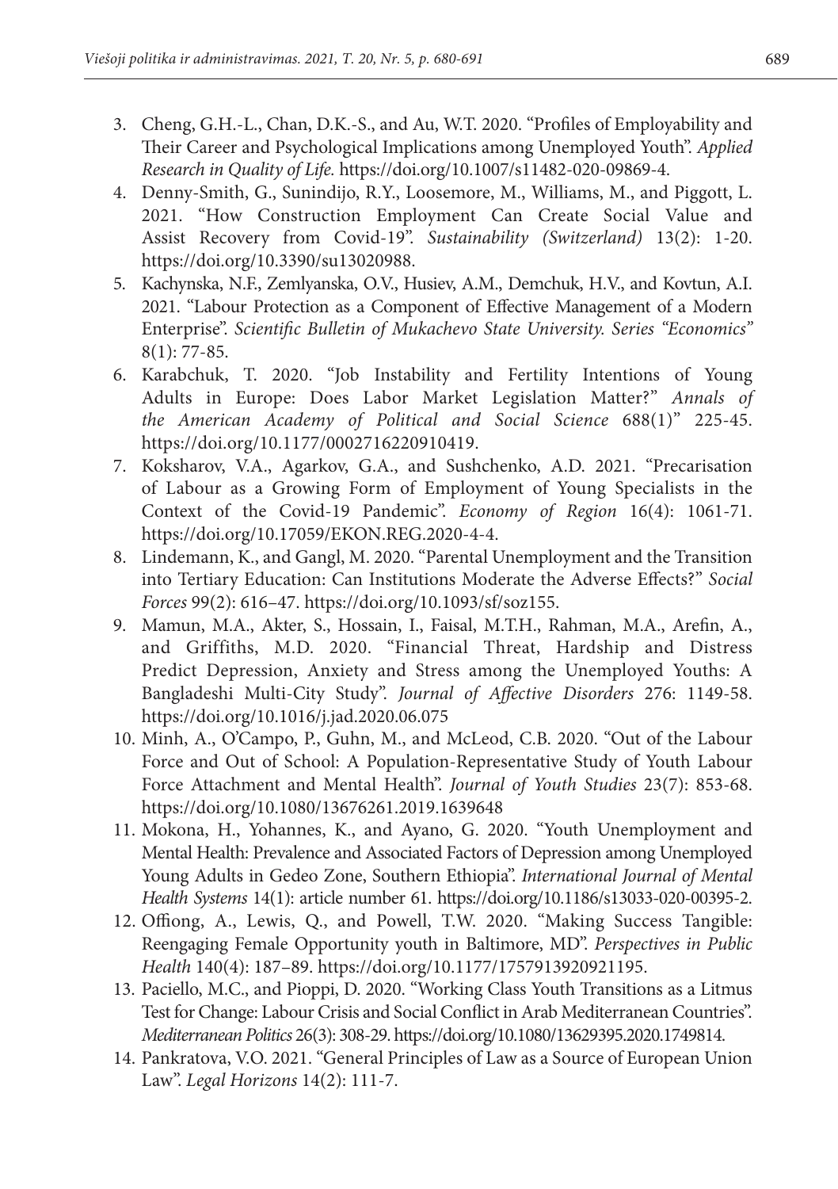3. Cheng, G.H.-L., Chan, D.K.-S., and Au, W.T. 2020. "Profiles of Employability and Their Career and Psychological Implications among Unemployed Youth". *Applied Research in Quality of Life.* https://doi.org/10.1007/s11482-020-09869-4.
4. Denny-Smith, G., Sunindijo, R.Y., Loosemore, M., Williams, M., and Piggott, L. 2021. "How Construction Employment Can Create Social Value and Assist Recovery from Covid-19". *Sustainability (Switzerland)* 13(2): 1-20. https://doi.org/10.3390/su13020988.
5. Kachynska, N.F., Zemlyanska, O.V., Husiev, A.M., Demchuk, H.V., and Kovtun, A.I. 2021. "Labour Protection as a Component of Effective Management of a Modern Enterprise". *Scientific Bulletin of Mukachevo State University. Series "Economics"* 8(1): 77-85.
6. Karabchuk, T. 2020. "Job Instability and Fertility Intentions of Young Adults in Europe: Does Labor Market Legislation Matter?" *Annals of the American Academy of Political and Social Science* 688(1)" 225-45. https://doi.org/10.1177/0002716220910419.
7. Koksharov, V.A., Agarkov, G.A., and Sushchenko, A.D. 2021. "Precarisation of Labour as a Growing Form of Employment of Young Specialists in the Context of the Covid-19 Pandemic". *Economy of Region* 16(4): 1061-71. https://doi.org/10.17059/EKON.REG.2020-4-4.
8. Lindemann, K., and Gangl, M. 2020. "Parental Unemployment and the Transition into Tertiary Education: Can Institutions Moderate the Adverse Effects?" *Social Forces* 99(2): 616–47. https://doi.org/10.1093/sf/soz155.
9. Mamun, M.A., Akter, S., Hossain, I., Faisal, M.T.H., Rahman, M.A., Arefin, A., and Griffiths, M.D. 2020. "Financial Threat, Hardship and Distress Predict Depression, Anxiety and Stress among the Unemployed Youths: A Bangladeshi Multi-City Study". *Journal of Affective Disorders* 276: 1149-58. https://doi.org/10.1016/j.jad.2020.06.075
10. Minh, A., O'Campo, P., Guhn, M., and McLeod, C.B. 2020. "Out of the Labour Force and Out of School: A Population-Representative Study of Youth Labour Force Attachment and Mental Health". *Journal of Youth Studies* 23(7): 853-68. https://doi.org/10.1080/13676261.2019.1639648
11. Mokona, H., Yohannes, K., and Ayano, G. 2020. "Youth Unemployment and Mental Health: Prevalence and Associated Factors of Depression among Unemployed Young Adults in Gedeo Zone, Southern Ethiopia". *International Journal of Mental Health Systems* 14(1): article number 61. https://doi.org/10.1186/s13033-020-00395-2.
12. Offiong, A., Lewis, Q., and Powell, T.W. 2020. "Making Success Tangible: Reengaging Female Opportunity youth in Baltimore, MD". *Perspectives in Public Health* 140(4): 187–89. https://doi.org/10.1177/1757913920921195.
13. Paciello, M.C., and Pioppi, D. 2020. "Working Class Youth Transitions as a Litmus Test for Change: Labour Crisis and Social Conflict in Arab Mediterranean Countries". *Mediterranean Politics* 26(3): 308-29. https://doi.org/10.1080/13629395.2020.1749814.
14. Pankratova, V.O. 2021. "General Principles of Law as a Source of European Union Law". *Legal Horizons* 14(2): 111-7.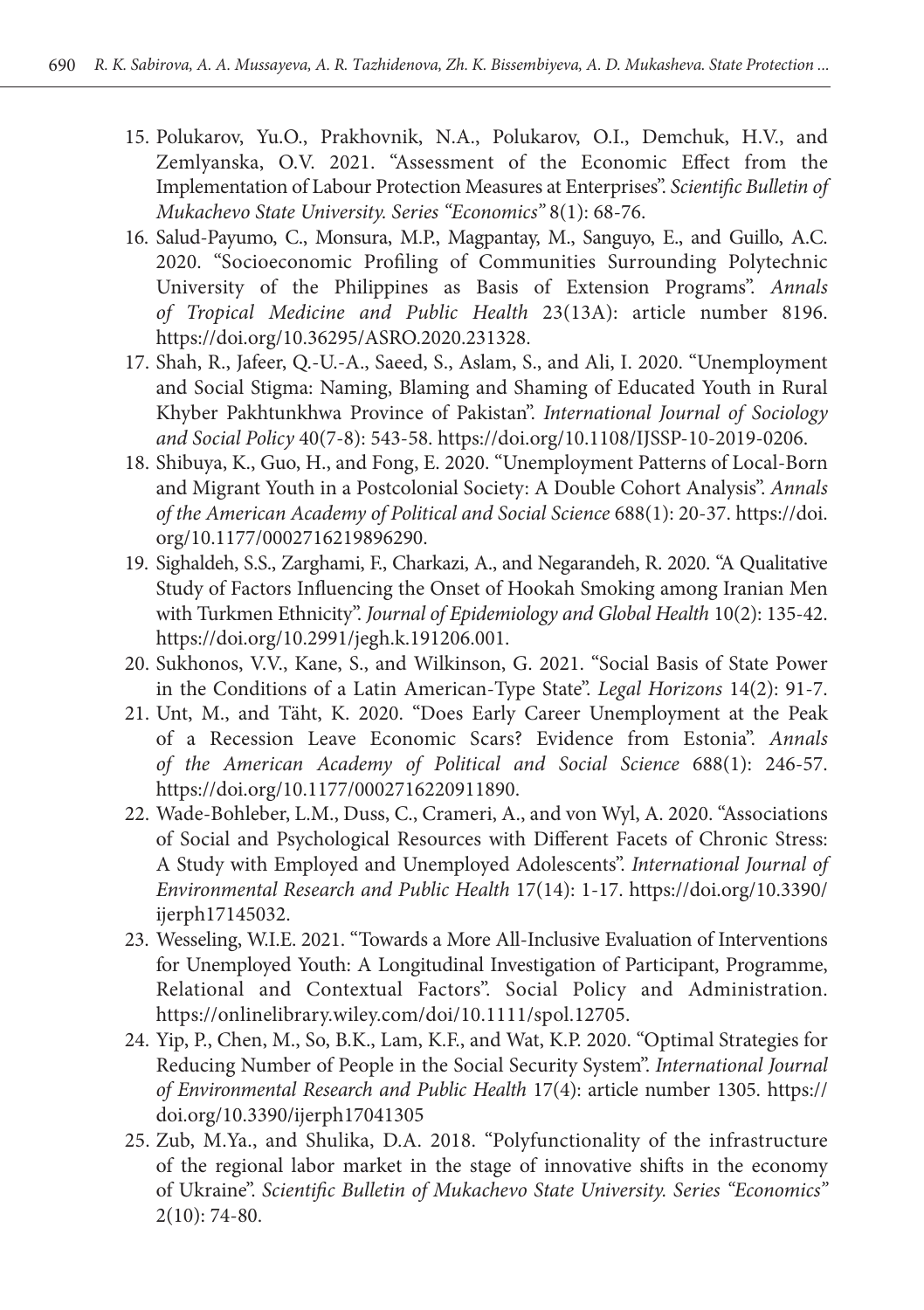15. Polukarov, Yu.O., Prakhovnik, N.A., Polukarov, O.I., Demchuk, H.V., and Zemlyanska, O.V. 2021. "Assessment of the Economic Effect from the Implementation of Labour Protection Measures at Enterprises". *Scientific Bulletin of Mukachevo State University. Series "Economics"* 8(1): 68-76.
16. Salud-Payumo, C., Monsura, M.P., Magpantay, M., Sanguyo, E., and Guillo, A.C. 2020. "Socioeconomic Profiling of Communities Surrounding Polytechnic University of the Philippines as Basis of Extension Programs". *Annals of Tropical Medicine and Public Health* 23(13A): article number 8196. https://doi.org/10.36295/ASRO.2020.231328.
17. Shah, R., Jafeer, Q.-U.-A., Saeed, S., Aslam, S., and Ali, I. 2020. "Unemployment and Social Stigma: Naming, Blaming and Shaming of Educated Youth in Rural Khyber Pakhtunkhwa Province of Pakistan". *International Journal of Sociology and Social Policy* 40(7-8): 543-58. https://doi.org/10.1108/IJSSP-10-2019-0206.
18. Shibuya, K., Guo, H., and Fong, E. 2020. "Unemployment Patterns of Local-Born and Migrant Youth in a Postcolonial Society: A Double Cohort Analysis". *Annals of the American Academy of Political and Social Science* 688(1): 20-37. https://doi.org/10.1177/0002716219896290.
19. Sighaldeh, S.S., Zarghami, F., Charkazi, A., and Negarandeh, R. 2020. "A Qualitative Study of Factors Influencing the Onset of Hookah Smoking among Iranian Men with Turkmen Ethnicity". *Journal of Epidemiology and Global Health* 10(2): 135-42. https://doi.org/10.2991/jegh.k.191206.001.
20. Sukhonos, V.V., Kane, S., and Wilkinson, G. 2021. "Social Basis of State Power in the Conditions of a Latin American-Type State". *Legal Horizons* 14(2): 91-7.
21. Unt, M., and Täht, K. 2020. "Does Early Career Unemployment at the Peak of a Recession Leave Economic Scars? Evidence from Estonia". *Annals of the American Academy of Political and Social Science* 688(1): 246-57. https://doi.org/10.1177/0002716220911890.
22. Wade-Bohleber, L.M., Duss, C., Crameri, A., and von Wyl, A. 2020. "Associations of Social and Psychological Resources with Different Facets of Chronic Stress: A Study with Employed and Unemployed Adolescents". *International Journal of Environmental Research and Public Health* 17(14): 1-17. https://doi.org/10.3390/ijerph17145032.
23. Wesseling, W.I.E. 2021. "Towards a More All-Inclusive Evaluation of Interventions for Unemployed Youth: A Longitudinal Investigation of Participant, Programme, Relational and Contextual Factors". Social Policy and Administration. https://onlinelibrary.wiley.com/doi/10.1111/spol.12705.
24. Yip, P., Chen, M., So, B.K., Lam, K.F., and Wat, K.P. 2020. "Optimal Strategies for Reducing Number of People in the Social Security System". *International Journal of Environmental Research and Public Health* 17(4): article number 1305. https://doi.org/10.3390/ijerph17041305
25. Zub, M.Ya., and Shulika, D.A. 2018. "Polyfunctionality of the infrastructure of the regional labor market in the stage of innovative shifts in the economy of Ukraine". *Scientific Bulletin of Mukachevo State University. Series "Economics"* 2(10): 74-80.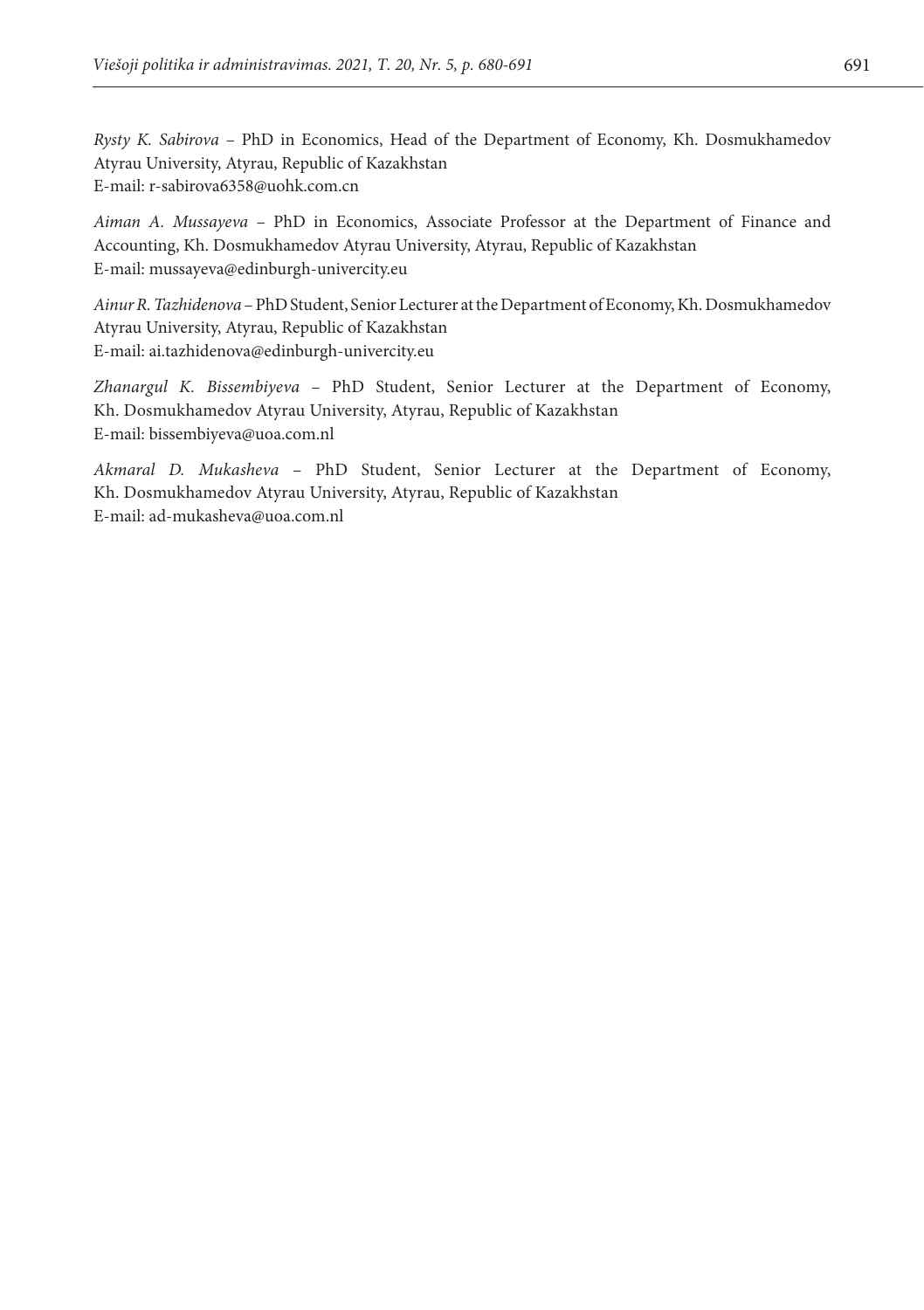*Rysty K. Sabirova* – PhD in Economics, Head of the Department of Economy, Kh. Dosmukhamedov Atyrau University, Atyrau, Republic of Kazakhstan
E-mail: r-sabirova6358@uohk.com.cn

*Aiman A. Mussayeva* – PhD in Economics, Associate Professor at the Department of Finance and Accounting, Kh. Dosmukhamedov Atyrau University, Atyrau, Republic of Kazakhstan
E-mail: mussayeva@edinburgh-univercity.eu

*Ainur R. Tazhidenova* – PhD Student, Senior Lecturer at the Department of Economy, Kh. Dosmukhamedov Atyrau University, Atyrau, Republic of Kazakhstan
E-mail: ai.tazhidenova@edinburgh-univercity.eu

*Zhanargul K. Bissembiyeva* – PhD Student, Senior Lecturer at the Department of Economy, Kh. Dosmukhamedov Atyrau University, Atyrau, Republic of Kazakhstan
E-mail: bissembiyeva@uoa.com.nl

*Akmaral D. Mukasheva* – PhD Student, Senior Lecturer at the Department of Economy, Kh. Dosmukhamedov Atyrau University, Atyrau, Republic of Kazakhstan
E-mail: ad-mukasheva@uoa.com.nl